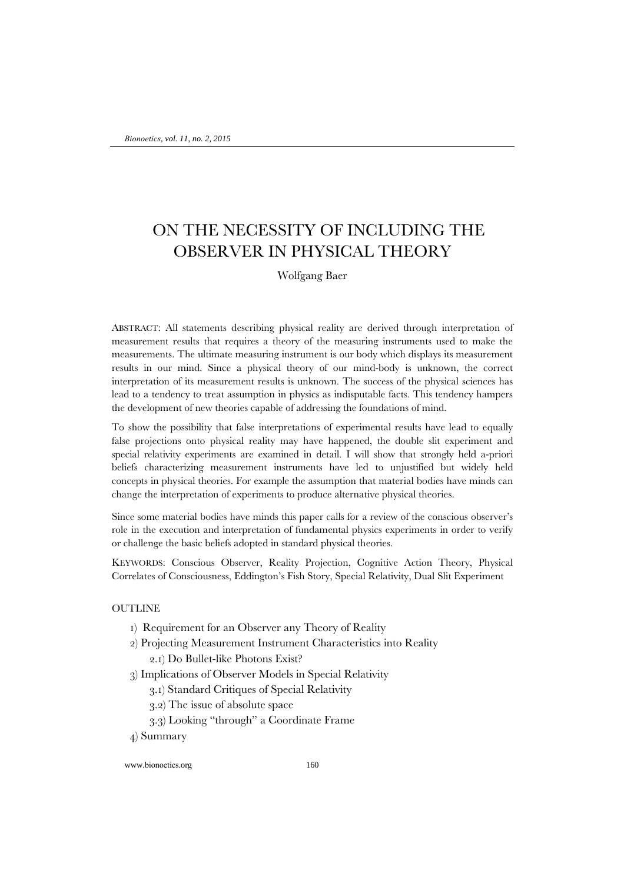# ON THE NECESSITY OF INCLUDING THE OBSERVER IN PHYSICAL THEORY

Wolfgang Baer

ABSTRACT: All statements describing physical reality are derived through interpretation of measurement results that requires a theory of the measuring instruments used to make the measurements. The ultimate measuring instrument is our body which displays its measurement results in our mind. Since a physical theory of our mind-body is unknown, the correct interpretation of its measurement results is unknown. The success of the physical sciences has lead to a tendency to treat assumption in physics as indisputable facts. This tendency hampers the development of new theories capable of addressing the foundations of mind.

To show the possibility that false interpretations of experimental results have lead to equally false projections onto physical reality may have happened, the double slit experiment and special relativity experiments are examined in detail. I will show that strongly held a-priori beliefs characterizing measurement instruments have led to unjustified but widely held concepts in physical theories. For example the assumption that material bodies have minds can change the interpretation of experiments to produce alternative physical theories.

Since some material bodies have minds this paper calls for a review of the conscious observer's role in the execution and interpretation of fundamental physics experiments in order to verify or challenge the basic beliefs adopted in standard physical theories.

KEYWORDS: Conscious Observer, Reality Projection, Cognitive Action Theory, Physical Correlates of Consciousness, Eddington's Fish Story, Special Relativity, Dual Slit Experiment

OUTLINE

1) Requirement for an Observer any Theory of Reality
2) Projecting Measurement Instrument Characteristics into Reality
   2.1) Do Bullet-like Photons Exist?
3) Implications of Observer Models in Special Relativity
   3.1) Standard Critiques of Special Relativity
   3.2) The issue of absolute space
   3.3) Looking "through" a Coordinate Frame
4) Summary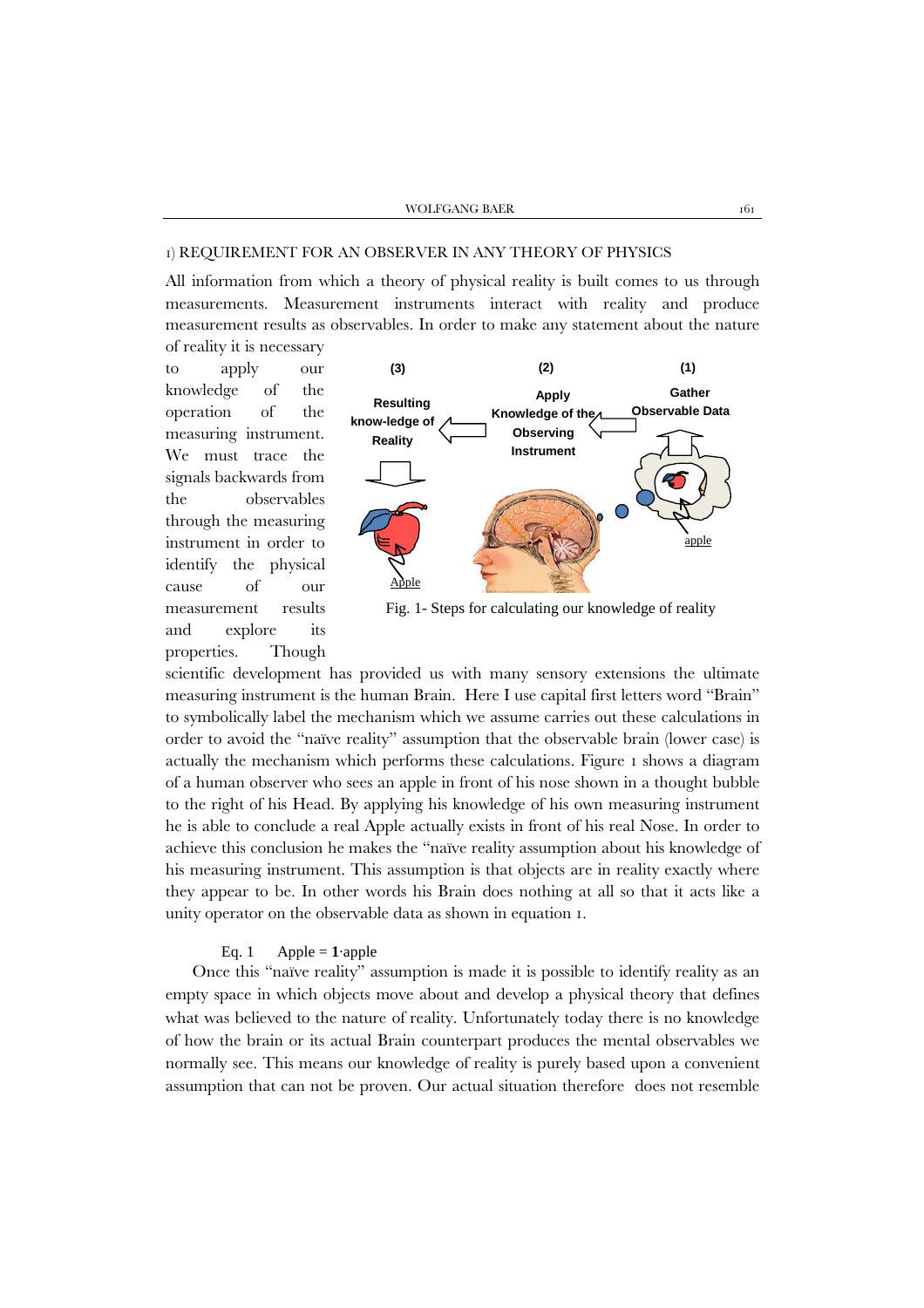## 1) REQUIREMENT FOR AN OBSERVER IN ANY THEORY OF PHYSICS

All information from which a theory of physical reality is built comes to us through measurements. Measurement instruments interact with reality and produce measurement results as observables. In order to make any statement about the nature of reality it is necessary to apply our knowledge of the operation of the measuring instrument. We must trace the signals backwards from the observables through the measuring instrument in order to identify the physical cause of our measurement results and explore its properties. Though scientific development has provided us with many sensory extensions the ultimate measuring instrument is the human Brain. Here I use capital first letters word "Brain" to symbolically label the mechanism which we assume carries out these calculations in order to avoid the "naïve reality" assumption that the observable brain (lower case) is actually the mechanism which performs these calculations. Figure 1 shows a diagram of a human observer who sees an apple in front of his nose shown in a thought bubble to the right of his Head. By applying his knowledge of his own measuring instrument he is able to conclude a real Apple actually exists in front of his real Nose. In order to achieve this conclusion he makes the "naïve reality assumption about his knowledge of his measuring instrument. This assumption is that objects are in reality exactly where they appear to be. In other words his Brain does nothing at all so that it acts like a unity operator on the observable data as shown in equation 1.

(3) Resulting know-ledge of Reality — (2) Apply Knowledge of the Observing Instrument — (1) Gather Observable Data

Apple — apple

Fig. 1- Steps for calculating our knowledge of reality

Eq. 1 $\quad \text{Apple} = \mathbf{1} \cdot \text{apple}$

Once this "naïve reality" assumption is made it is possible to identify reality as an empty space in which objects move about and develop a physical theory that defines what was believed to the nature of reality. Unfortunately today there is no knowledge of how the brain or its actual Brain counterpart produces the mental observables we normally see. This means our knowledge of reality is purely based upon a convenient assumption that can not be proven. Our actual situation therefore does not resemble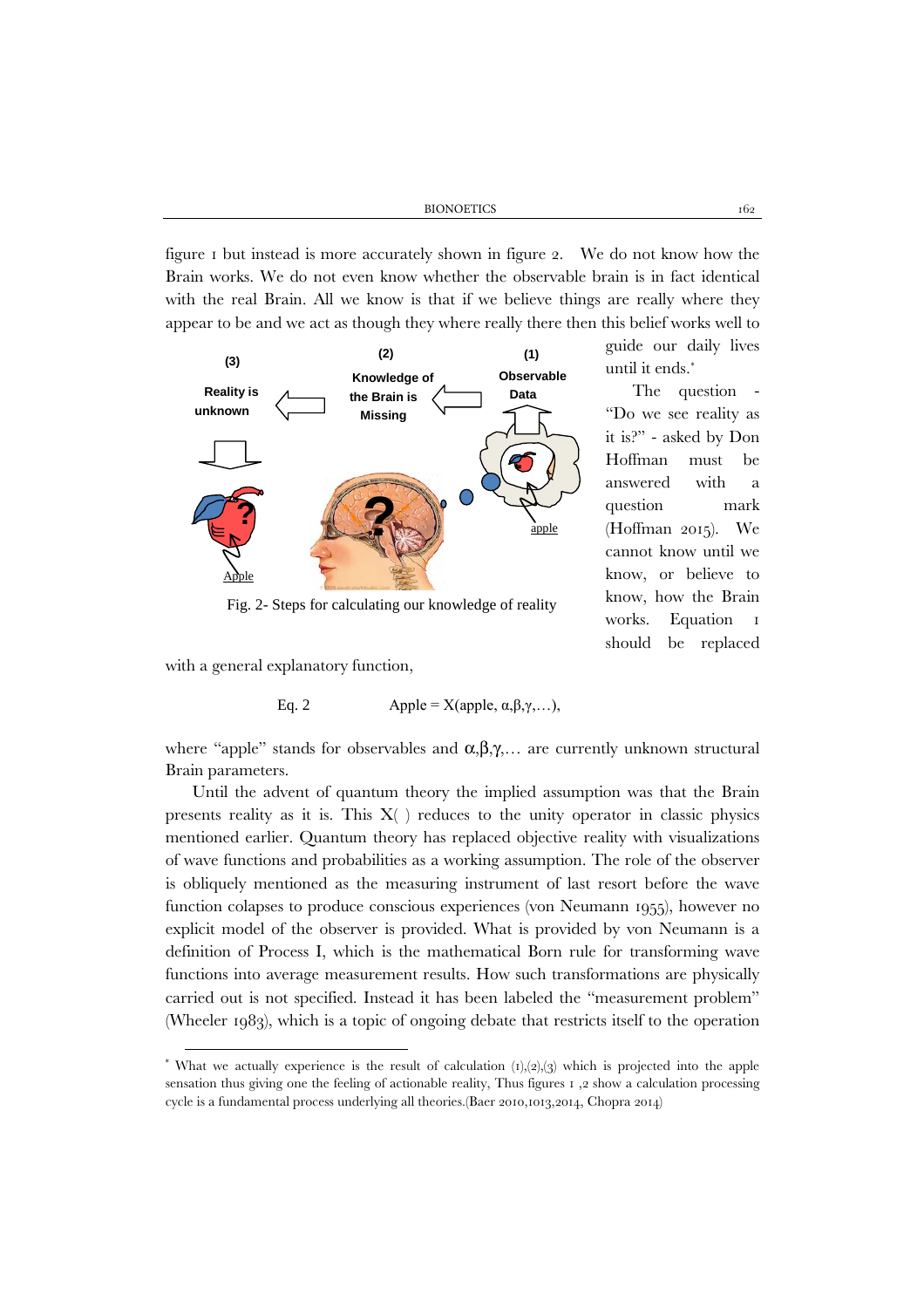figure 1 but instead is more accurately shown in figure 2. We do not know how the Brain works. We do not even know whether the observable brain is in fact identical with the real Brain. All we know is that if we believe things are really where they appear to be and we act as though they where really there then this belief works well to guide our daily lives until it ends.*

Fig. 2- Steps for calculating our knowledge of reality

The question - "Do we see reality as it is?" - asked by Don Hoffman must be answered with a question mark (Hoffman 2015). We cannot know until we know, or believe to know, how the Brain works. Equation 1 should be replaced with a general explanatory function,

$$\text{Eq. 2} \qquad \text{Apple} = X(\text{apple}, \alpha,\beta,\gamma,\ldots),$$

where "apple" stands for observables and $\alpha,\beta,\gamma,\ldots$ are currently unknown structural Brain parameters.

Until the advent of quantum theory the implied assumption was that the Brain presents reality as it is. This X( ) reduces to the unity operator in classic physics mentioned earlier. Quantum theory has replaced objective reality with visualizations of wave functions and probabilities as a working assumption. The role of the observer is obliquely mentioned as the measuring instrument of last resort before the wave function colapses to produce conscious experiences (von Neumann 1955), however no explicit model of the observer is provided. What is provided by von Neumann is a definition of Process I, which is the mathematical Born rule for transforming wave functions into average measurement results. How such transformations are physically carried out is not specified. Instead it has been labeled the "measurement problem" (Wheeler 1983), which is a topic of ongoing debate that restricts itself to the operation

* What we actually experience is the result of calculation (1),(2),(3) which is projected into the apple sensation thus giving one the feeling of actionable reality, Thus figures 1 ,2 show a calculation processing cycle is a fundamental process underlying all theories.(Baer 2010,1013,2014, Chopra 2014)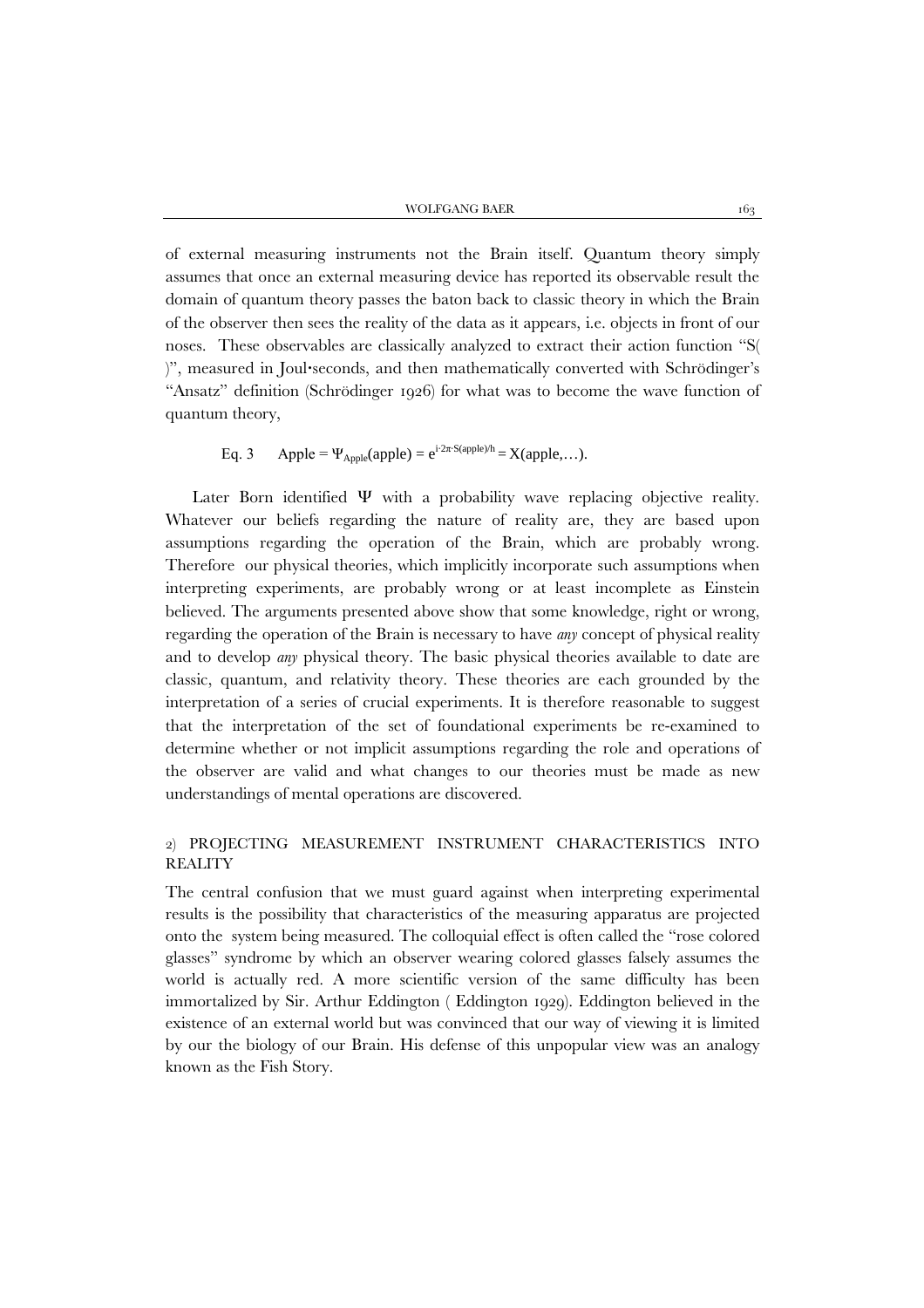of external measuring instruments not the Brain itself. Quantum theory simply assumes that once an external measuring device has reported its observable result the domain of quantum theory passes the baton back to classic theory in which the Brain of the observer then sees the reality of the data as it appears, i.e. objects in front of our noses. These observables are classically analyzed to extract their action function "S( )", measured in Joul•seconds, and then mathematically converted with Schrödinger's "Ansatz" definition (Schrödinger 1926) for what was to become the wave function of quantum theory,

$$\text{Eq. 3} \qquad \text{Apple} = \Psi_{\text{Apple}}(\text{apple}) = e^{i \cdot 2\pi \cdot S(\text{apple})/h} = X(\text{apple},\ldots).$$

Later Born identified $\Psi$ with a probability wave replacing objective reality. Whatever our beliefs regarding the nature of reality are, they are based upon assumptions regarding the operation of the Brain, which are probably wrong. Therefore our physical theories, which implicitly incorporate such assumptions when interpreting experiments, are probably wrong or at least incomplete as Einstein believed. The arguments presented above show that some knowledge, right or wrong, regarding the operation of the Brain is necessary to have *any* concept of physical reality and to develop *any* physical theory. The basic physical theories available to date are classic, quantum, and relativity theory. These theories are each grounded by the interpretation of a series of crucial experiments. It is therefore reasonable to suggest that the interpretation of the set of foundational experiments be re-examined to determine whether or not implicit assumptions regarding the role and operations of the observer are valid and what changes to our theories must be made as new understandings of mental operations are discovered.

## 2) PROJECTING MEASUREMENT INSTRUMENT CHARACTERISTICS INTO REALITY

The central confusion that we must guard against when interpreting experimental results is the possibility that characteristics of the measuring apparatus are projected onto the system being measured. The colloquial effect is often called the "rose colored glasses" syndrome by which an observer wearing colored glasses falsely assumes the world is actually red. A more scientific version of the same difficulty has been immortalized by Sir. Arthur Eddington ( Eddington 1929). Eddington believed in the existence of an external world but was convinced that our way of viewing it is limited by our the biology of our Brain. His defense of this unpopular view was an analogy known as the Fish Story.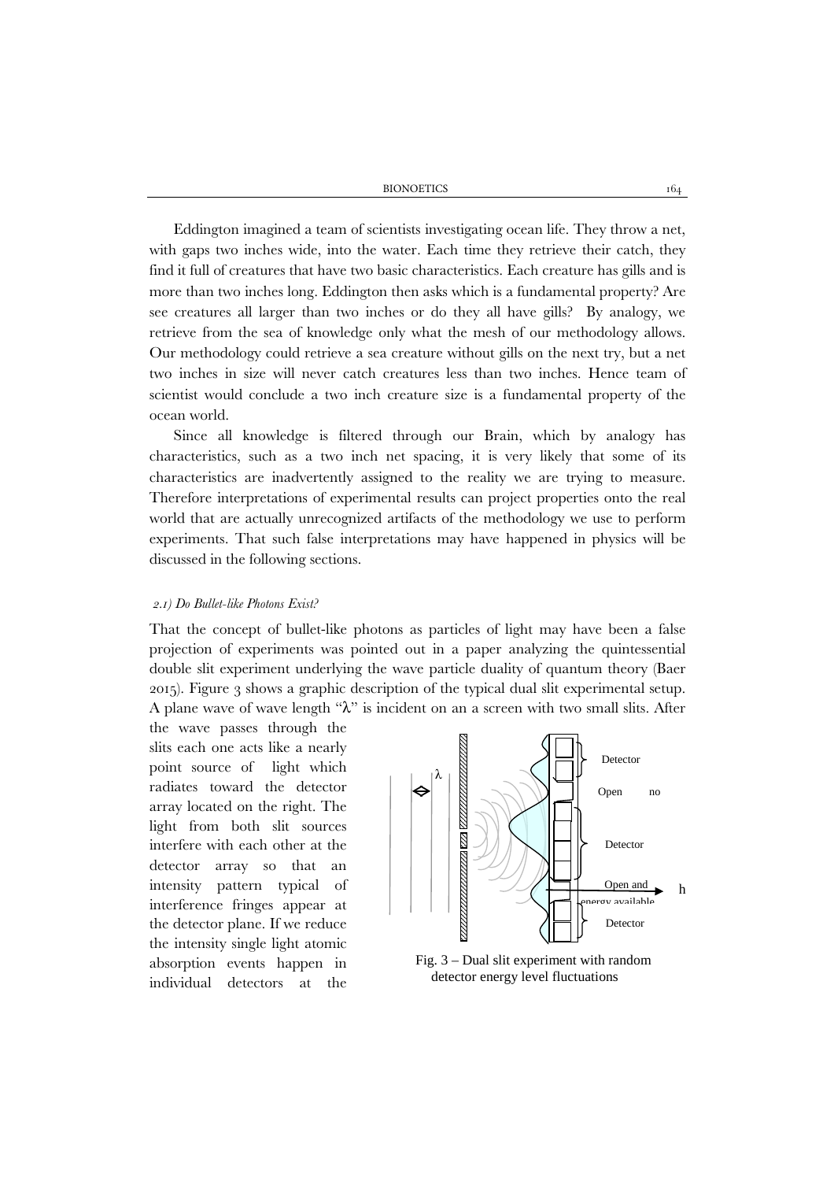Eddington imagined a team of scientists investigating ocean life. They throw a net, with gaps two inches wide, into the water. Each time they retrieve their catch, they find it full of creatures that have two basic characteristics. Each creature has gills and is more than two inches long. Eddington then asks which is a fundamental property? Are see creatures all larger than two inches or do they all have gills? By analogy, we retrieve from the sea of knowledge only what the mesh of our methodology allows. Our methodology could retrieve a sea creature without gills on the next try, but a net two inches in size will never catch creatures less than two inches. Hence team of scientist would conclude a two inch creature size is a fundamental property of the ocean world.

Since all knowledge is filtered through our Brain, which by analogy has characteristics, such as a two inch net spacing, it is very likely that some of its characteristics are inadvertently assigned to the reality we are trying to measure. Therefore interpretations of experimental results can project properties onto the real world that are actually unrecognized artifacts of the methodology we use to perform experiments. That such false interpretations may have happened in physics will be discussed in the following sections.

### *2.1) Do Bullet-like Photons Exist?*

That the concept of bullet-like photons as particles of light may have been a false projection of experiments was pointed out in a paper analyzing the quintessential double slit experiment underlying the wave particle duality of quantum theory (Baer 2015). Figure 3 shows a graphic description of the typical dual slit experimental setup. A plane wave of wave length "λ" is incident on an a screen with two small slits. After the wave passes through the slits each one acts like a nearly point source of light which radiates toward the detector array located on the right. The light from both slit sources interfere with each other at the detector array so that an intensity pattern typical of interference fringes appear at the detector plane. If we reduce the intensity single light atomic absorption events happen in individual detectors at the

Detector

Open no

Detector

Open and energy available

h

Detector

Fig. 3 – Dual slit experiment with random detector energy level fluctuations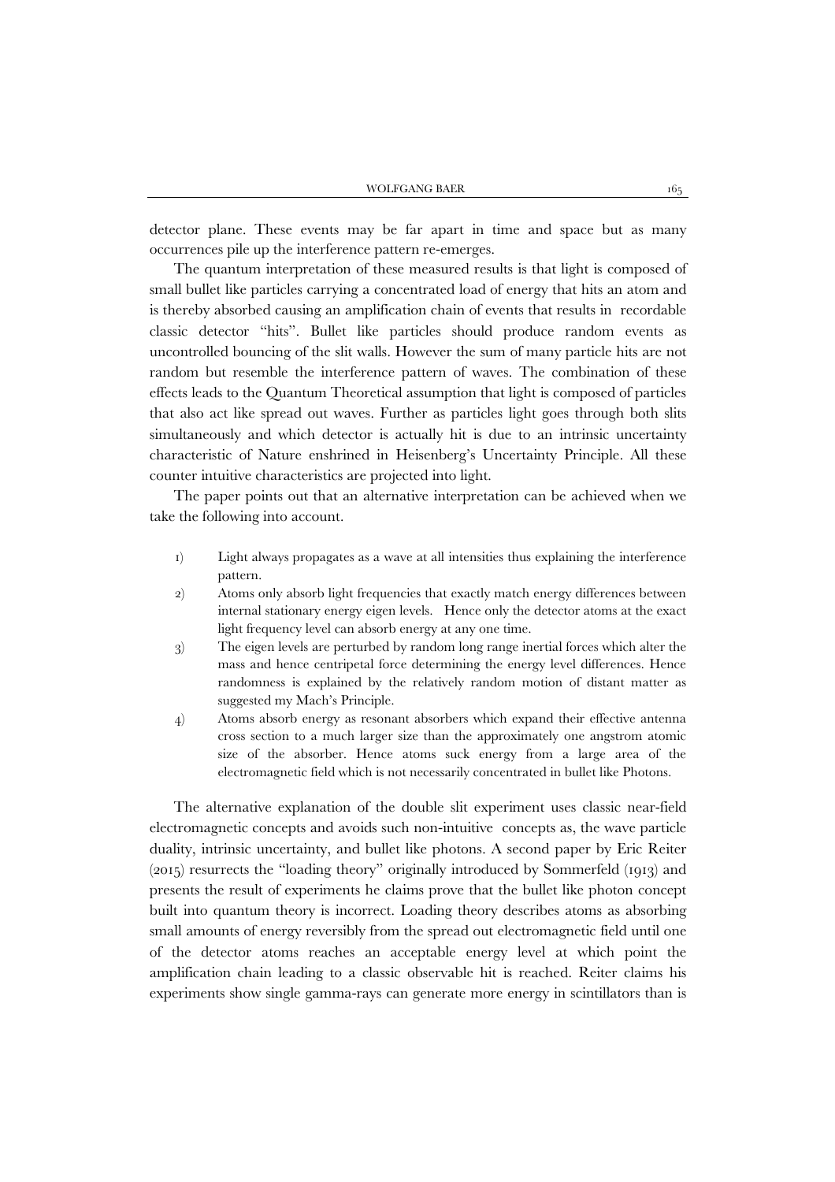detector plane. These events may be far apart in time and space but as many occurrences pile up the interference pattern re-emerges.

The quantum interpretation of these measured results is that light is composed of small bullet like particles carrying a concentrated load of energy that hits an atom and is thereby absorbed causing an amplification chain of events that results in recordable classic detector "hits". Bullet like particles should produce random events as uncontrolled bouncing of the slit walls. However the sum of many particle hits are not random but resemble the interference pattern of waves. The combination of these effects leads to the Quantum Theoretical assumption that light is composed of particles that also act like spread out waves. Further as particles light goes through both slits simultaneously and which detector is actually hit is due to an intrinsic uncertainty characteristic of Nature enshrined in Heisenberg's Uncertainty Principle. All these counter intuitive characteristics are projected into light.

The paper points out that an alternative interpretation can be achieved when we take the following into account.

1) Light always propagates as a wave at all intensities thus explaining the interference pattern.
2) Atoms only absorb light frequencies that exactly match energy differences between internal stationary energy eigen levels. Hence only the detector atoms at the exact light frequency level can absorb energy at any one time.
3) The eigen levels are perturbed by random long range inertial forces which alter the mass and hence centripetal force determining the energy level differences. Hence randomness is explained by the relatively random motion of distant matter as suggested my Mach's Principle.
4) Atoms absorb energy as resonant absorbers which expand their effective antenna cross section to a much larger size than the approximately one angstrom atomic size of the absorber. Hence atoms suck energy from a large area of the electromagnetic field which is not necessarily concentrated in bullet like Photons.

The alternative explanation of the double slit experiment uses classic near-field electromagnetic concepts and avoids such non-intuitive concepts as, the wave particle duality, intrinsic uncertainty, and bullet like photons. A second paper by Eric Reiter (2015) resurrects the "loading theory" originally introduced by Sommerfeld (1913) and presents the result of experiments he claims prove that the bullet like photon concept built into quantum theory is incorrect. Loading theory describes atoms as absorbing small amounts of energy reversibly from the spread out electromagnetic field until one of the detector atoms reaches an acceptable energy level at which point the amplification chain leading to a classic observable hit is reached. Reiter claims his experiments show single gamma-rays can generate more energy in scintillators than is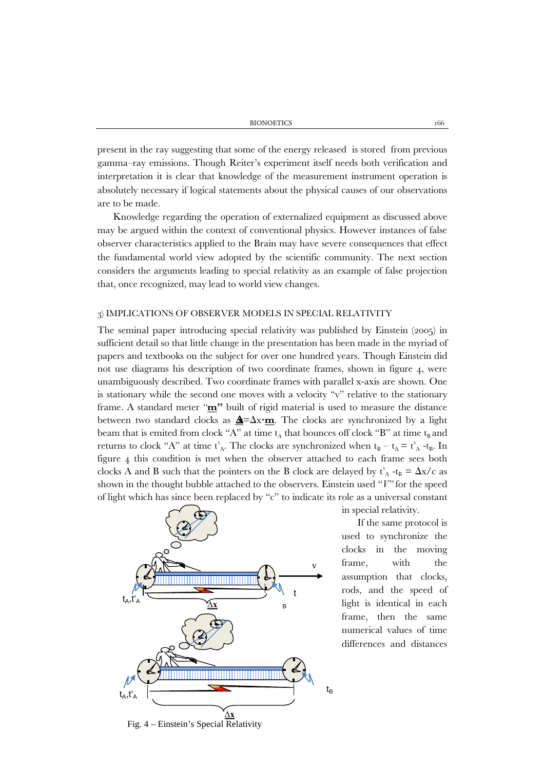present in the ray suggesting that some of the energy released is stored from previous gamma–ray emissions. Though Reiter's experiment itself needs both verification and interpretation it is clear that knowledge of the measurement instrument operation is absolutely necessary if logical statements about the physical causes of our observations are to be made.

Knowledge regarding the operation of externalized equipment as discussed above may be argued within the context of conventional physics. However instances of false observer characteristics applied to the Brain may have severe consequences that effect the fundamental world view adopted by the scientific community. The next section considers the arguments leading to special relativity as an example of false projection that, once recognized, may lead to world view changes.

## 3) IMPLICATIONS OF OBSERVER MODELS IN SPECIAL RELATIVITY

The seminal paper introducing special relativity was published by Einstein (2005) in sufficient detail so that little change in the presentation has been made in the myriad of papers and textbooks on the subject for over one hundred years. Though Einstein did not use diagrams his description of two coordinate frames, shown in figure 4, were unambiguously described. Two coordinate frames with parallel x-axis are shown. One is stationary while the second one moves with a velocity "v" relative to the stationary frame. A standard meter "**m**" built of rigid material is used to measure the distance between two standard clocks as $\underline{\Delta}=\Delta x\cdot\underline{\mathbf{m}}$. The clocks are synchronized by a light beam that is emited from clock "A" at time $t_A$ that bounces off clock "B" at time $t_B$ and returns to clock "A" at time $t'_A$. The clocks are synchronized when $t_B - t_A = t'_A - t_B$. In figure 4 this condition is met when the observer attached to each frame sees both clocks A and B such that the pointers on the B clock are delayed by $t'_A - t_B = \Delta x/c$ as shown in the thought bubble attached to the observers. Einstein used "$V$" for the speed of light which has since been replaced by "c" to indicate its role as a universal constant in special relativity.

Fig. 4 – Einstein's Special Relativity

If the same protocol is used to synchronize the clocks in the moving frame, with the assumption that clocks, rods, and the speed of light is identical in each frame, then the same numerical values of time differences and distances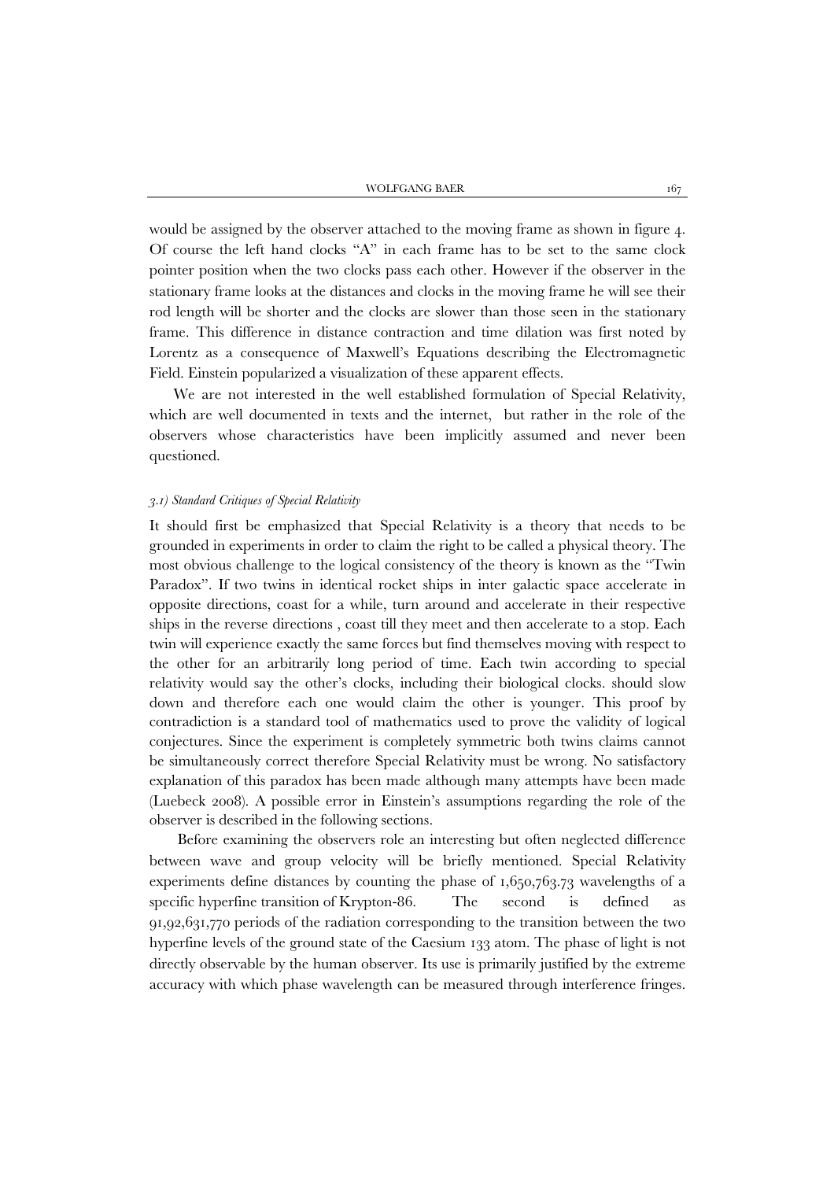would be assigned by the observer attached to the moving frame as shown in figure 4. Of course the left hand clocks "A" in each frame has to be set to the same clock pointer position when the two clocks pass each other. However if the observer in the stationary frame looks at the distances and clocks in the moving frame he will see their rod length will be shorter and the clocks are slower than those seen in the stationary frame. This difference in distance contraction and time dilation was first noted by Lorentz as a consequence of Maxwell's Equations describing the Electromagnetic Field. Einstein popularized a visualization of these apparent effects.

We are not interested in the well established formulation of Special Relativity, which are well documented in texts and the internet, but rather in the role of the observers whose characteristics have been implicitly assumed and never been questioned.

### *3.1) Standard Critiques of Special Relativity*

It should first be emphasized that Special Relativity is a theory that needs to be grounded in experiments in order to claim the right to be called a physical theory. The most obvious challenge to the logical consistency of the theory is known as the "Twin Paradox". If two twins in identical rocket ships in inter galactic space accelerate in opposite directions, coast for a while, turn around and accelerate in their respective ships in the reverse directions , coast till they meet and then accelerate to a stop. Each twin will experience exactly the same forces but find themselves moving with respect to the other for an arbitrarily long period of time. Each twin according to special relativity would say the other's clocks, including their biological clocks. should slow down and therefore each one would claim the other is younger. This proof by contradiction is a standard tool of mathematics used to prove the validity of logical conjectures. Since the experiment is completely symmetric both twins claims cannot be simultaneously correct therefore Special Relativity must be wrong. No satisfactory explanation of this paradox has been made although many attempts have been made (Luebeck 2008). A possible error in Einstein's assumptions regarding the role of the observer is described in the following sections.

Before examining the observers role an interesting but often neglected difference between wave and group velocity will be briefly mentioned. Special Relativity experiments define distances by counting the phase of 1,650,763.73 wavelengths of a specific hyperfine transition of Krypton-86. The second is defined as 91,92,631,770 periods of the radiation corresponding to the transition between the two hyperfine levels of the ground state of the Caesium 133 atom. The phase of light is not directly observable by the human observer. Its use is primarily justified by the extreme accuracy with which phase wavelength can be measured through interference fringes.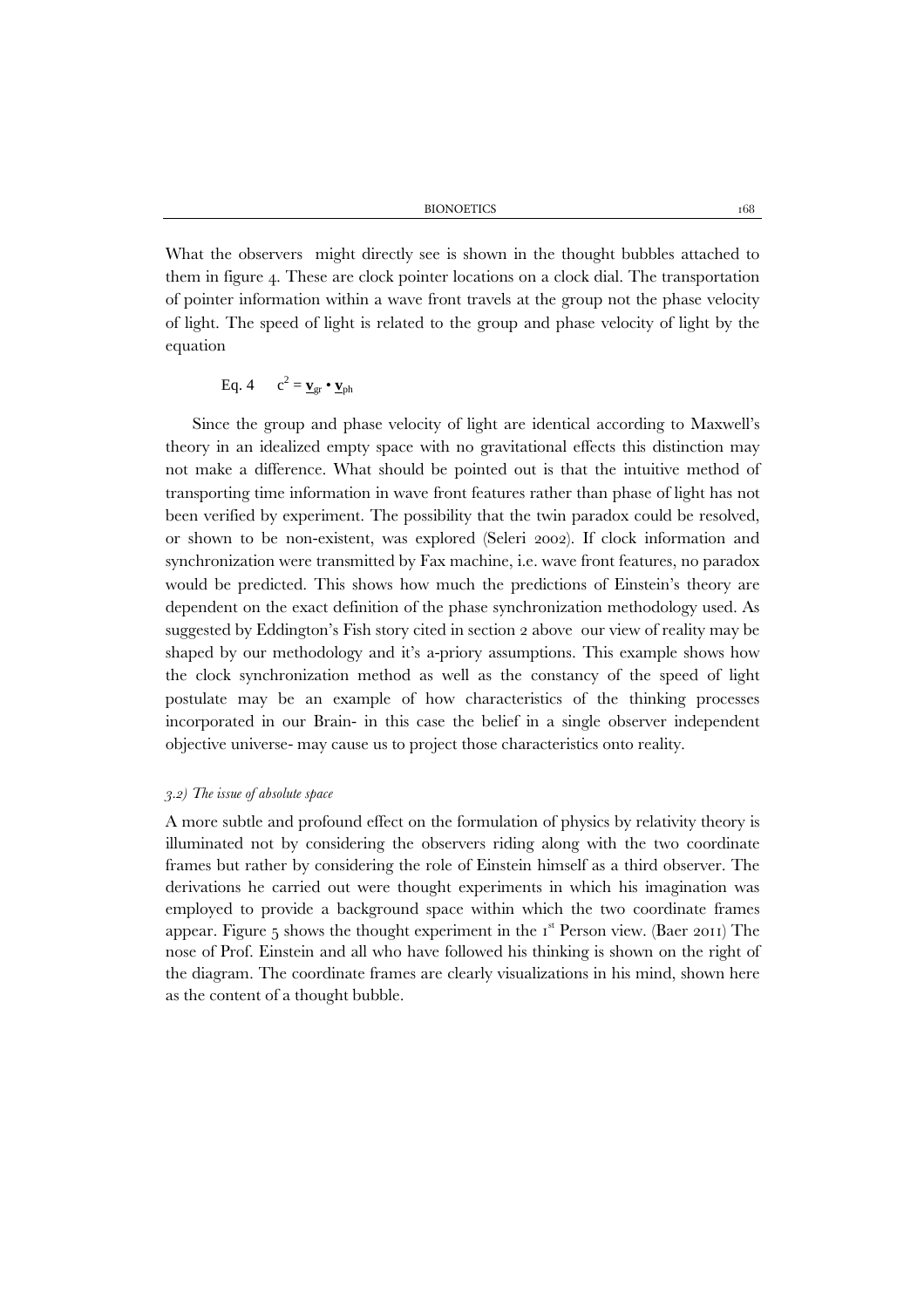What the observers  might directly see is shown in the thought bubbles attached to them in figure 4. These are clock pointer locations on a clock dial. The transportation of pointer information within a wave front travels at the group not the phase velocity of light. The speed of light is related to the group and phase velocity of light by the equation

$$\text{Eq. 4} \quad c^2 = \underline{\mathbf{v}}_{gr} \bullet \underline{\mathbf{v}}_{ph}$$

Since the group and phase velocity of light are identical according to Maxwell's theory in an idealized empty space with no gravitational effects this distinction may not make a difference. What should be pointed out is that the intuitive method of transporting time information in wave front features rather than phase of light has not been verified by experiment. The possibility that the twin paradox could be resolved, or shown to be non-existent, was explored (Seleri 2002). If clock information and synchronization were transmitted by Fax machine, i.e. wave front features, no paradox would be predicted. This shows how much the predictions of Einstein's theory are dependent on the exact definition of the phase synchronization methodology used. As suggested by Eddington's Fish story cited in section 2 above  our view of reality may be shaped by our methodology and it's a-priory assumptions. This example shows how the clock synchronization method as well as the constancy of the speed of light postulate may be an example of how characteristics of the thinking processes incorporated in our Brain- in this case the belief in a single observer independent objective universe- may cause us to project those characteristics onto reality.

### *3.2) The issue of absolute space*

A more subtle and profound effect on the formulation of physics by relativity theory is illuminated not by considering the observers riding along with the two coordinate frames but rather by considering the role of Einstein himself as a third observer. The derivations he carried out were thought experiments in which his imagination was employed to provide a background space within which the two coordinate frames appear. Figure 5 shows the thought experiment in the 1st Person view. (Baer 2011) The nose of Prof. Einstein and all who have followed his thinking is shown on the right of the diagram. The coordinate frames are clearly visualizations in his mind, shown here as the content of a thought bubble.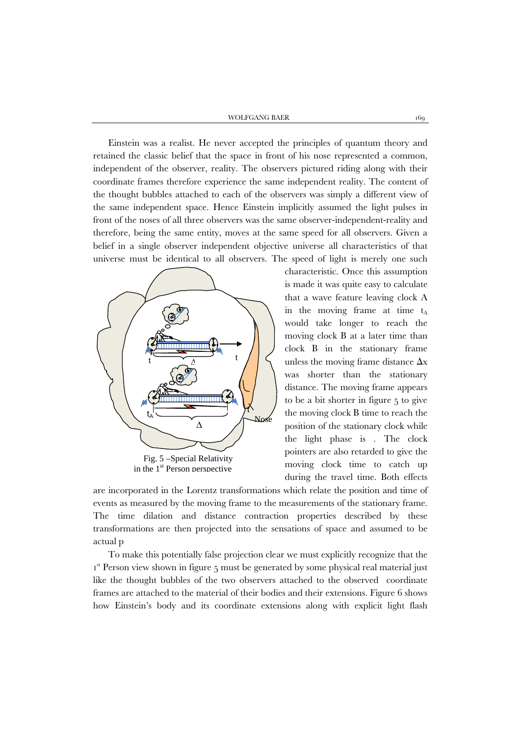Einstein was a realist. He never accepted the principles of quantum theory and retained the classic belief that the space in front of his nose represented a common, independent of the observer, reality. The observers pictured riding along with their coordinate frames therefore experience the same independent reality. The content of the thought bubbles attached to each of the observers was simply a different view of the same independent space. Hence Einstein implicitly assumed the light pulses in front of the noses of all three observers was the same observer-independent-reality and therefore, being the same entity, moves at the same speed for all observers. Given a belief in a single observer independent objective universe all characteristics of that universe must be identical to all observers. The speed of light is merely one such characteristic. Once this assumption is made it was quite easy to calculate that a wave feature leaving clock A in the moving frame at time $t_A$ would take longer to reach the moving clock B at a later time than clock B in the stationary frame unless the moving frame distance $\Delta x$ was shorter than the stationary distance. The moving frame appears to be a bit shorter in figure 5 to give the moving clock B time to reach the position of the stationary clock while the light phase is . The clock pointers are also retarded to give the moving clock time to catch up during the travel time. Both effects are incorporated in the Lorentz transformations which relate the position and time of events as measured by the moving frame to the measurements of the stationary frame. The time dilation and distance contraction properties described by these transformations are then projected into the sensations of space and assumed to be actual p

Fig. 5 –Special Relativity in the 1st Person perspective

To make this potentially false projection clear we must explicitly recognize that the 1st Person view shown in figure 5 must be generated by some physical real material just like the thought bubbles of the two observers attached to the observed coordinate frames are attached to the material of their bodies and their extensions. Figure 6 shows how Einstein's body and its coordinate extensions along with explicit light flash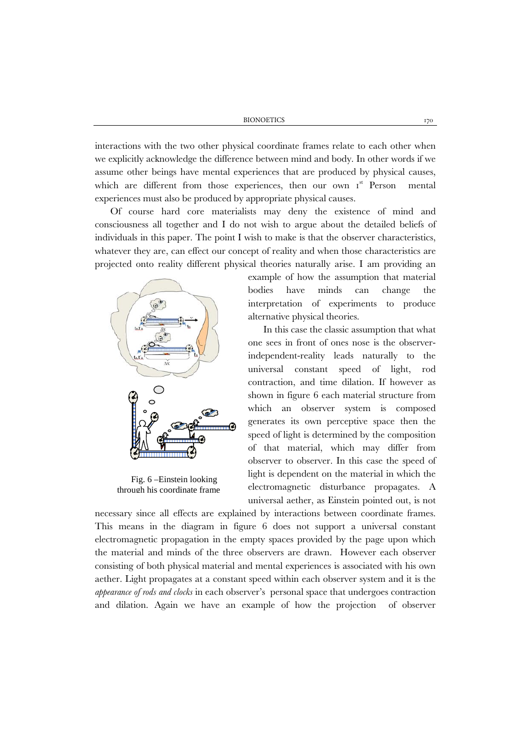interactions with the two other physical coordinate frames relate to each other when we explicitly acknowledge the difference between mind and body. In other words if we assume other beings have mental experiences that are produced by physical causes, which are different from those experiences, then our own 1[st] Person mental experiences must also be produced by appropriate physical causes.

Of course hard core materialists may deny the existence of mind and consciousness all together and I do not wish to argue about the detailed beliefs of individuals in this paper. The point I wish to make is that the observer characteristics, whatever they are, can effect our concept of reality and when those characteristics are projected onto reality different physical theories naturally arise. I am providing an example of how the assumption that material bodies have minds can change the interpretation of experiments to produce alternative physical theories.

Fig. 6 –Einstein looking through his coordinate frame

In this case the classic assumption that what one sees in front of ones nose is the observer-independent-reality leads naturally to the universal constant speed of light, rod contraction, and time dilation. If however as shown in figure 6 each material structure from which an observer system is composed generates its own perceptive space then the speed of light is determined by the composition of that material, which may differ from observer to observer. In this case the speed of light is dependent on the material in which the electromagnetic disturbance propagates. A universal aether, as Einstein pointed out, is not necessary since all effects are explained by interactions between coordinate frames. This means in the diagram in figure 6 does not support a universal constant electromagnetic propagation in the empty spaces provided by the page upon which the material and minds of the three observers are drawn. However each observer consisting of both physical material and mental experiences is associated with his own aether. Light propagates at a constant speed within each observer system and it is the *appearance of rods and clocks* in each observer's personal space that undergoes contraction and dilation. Again we have an example of how the projection of observer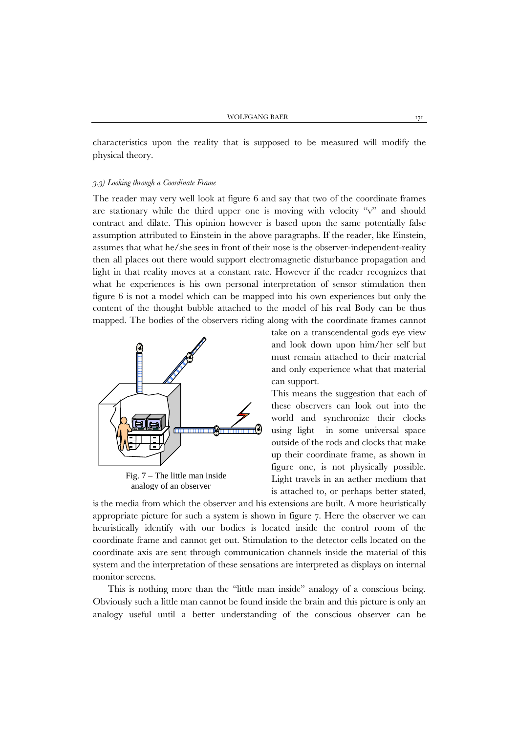characteristics upon the reality that is supposed to be measured will modify the physical theory.

### *3.3) Looking through a Coordinate Frame*

The reader may very well look at figure 6 and say that two of the coordinate frames are stationary while the third upper one is moving with velocity "v" and should contract and dilate. This opinion however is based upon the same potentially false assumption attributed to Einstein in the above paragraphs. If the reader, like Einstein, assumes that what he/she sees in front of their nose is the observer-independent-reality then all places out there would support electromagnetic disturbance propagation and light in that reality moves at a constant rate. However if the reader recognizes that what he experiences is his own personal interpretation of sensor stimulation then figure 6 is not a model which can be mapped into his own experiences but only the content of the thought bubble attached to the model of his real Body can be thus mapped. The bodies of the observers riding along with the coordinate frames cannot take on a transcendental gods eye view and look down upon him/her self but must remain attached to their material and only experience what that material can support.

This means the suggestion that each of these observers can look out into the world and synchronize their clocks using light in some universal space outside of the rods and clocks that make up their coordinate frame, as shown in figure one, is not physically possible. Light travels in an aether medium that is attached to, or perhaps better stated, is the media from which the observer and his extensions are built. A more heuristically appropriate picture for such a system is shown in figure 7. Here the observer we can heuristically identify with our bodies is located inside the control room of the coordinate frame and cannot get out. Stimulation to the detector cells located on the coordinate axis are sent through communication channels inside the material of this system and the interpretation of these sensations are interpreted as displays on internal monitor screens.

Fig. 7 – The little man inside analogy of an observer

This is nothing more than the "little man inside" analogy of a conscious being. Obviously such a little man cannot be found inside the brain and this picture is only an analogy useful until a better understanding of the conscious observer can be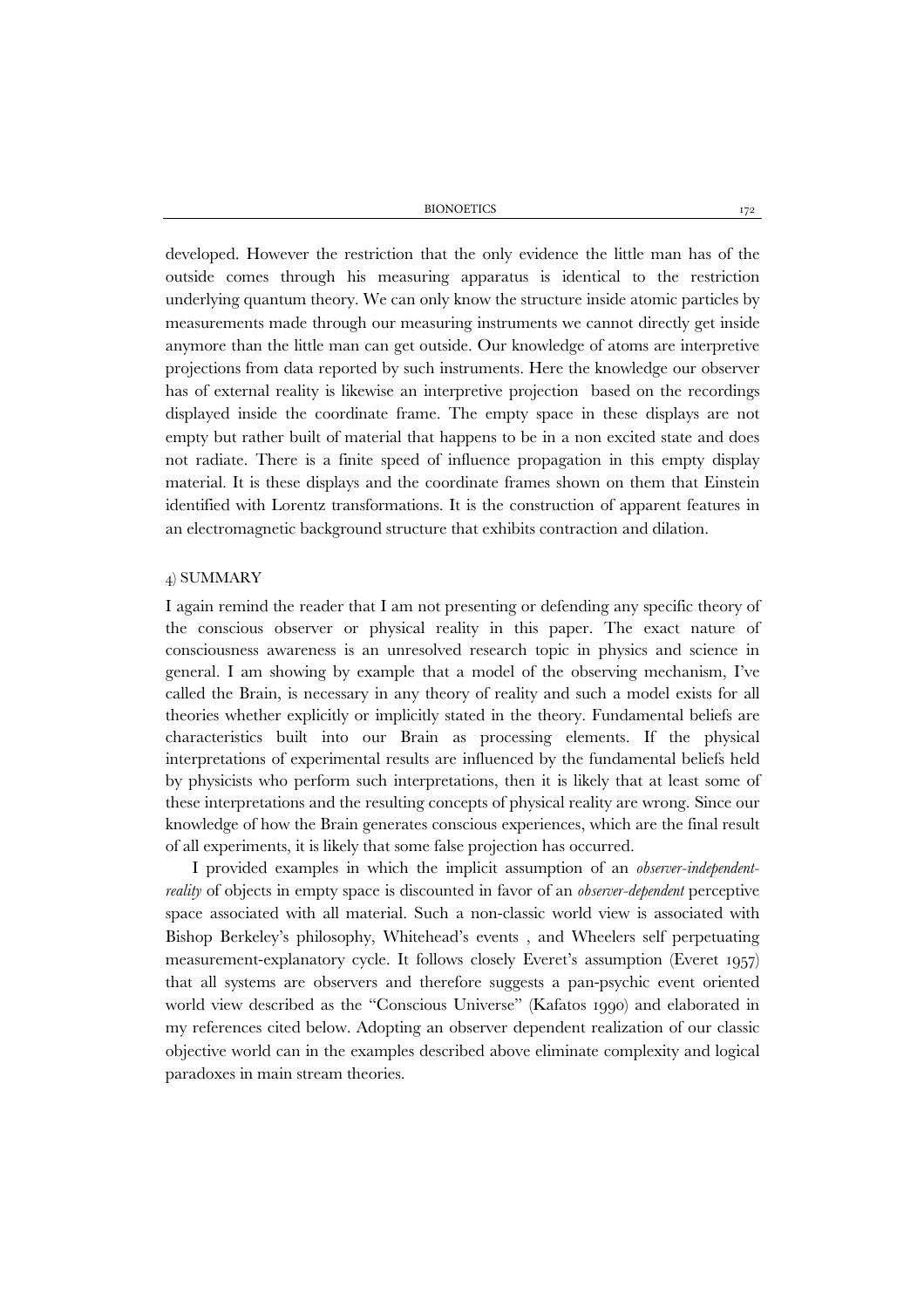developed. However the restriction that the only evidence the little man has of the outside comes through his measuring apparatus is identical to the restriction underlying quantum theory. We can only know the structure inside atomic particles by measurements made through our measuring instruments we cannot directly get inside anymore than the little man can get outside. Our knowledge of atoms are interpretive projections from data reported by such instruments. Here the knowledge our observer has of external reality is likewise an interpretive projection based on the recordings displayed inside the coordinate frame. The empty space in these displays are not empty but rather built of material that happens to be in a non excited state and does not radiate. There is a finite speed of influence propagation in this empty display material. It is these displays and the coordinate frames shown on them that Einstein identified with Lorentz transformations. It is the construction of apparent features in an electromagnetic background structure that exhibits contraction and dilation.

## 4) SUMMARY

I again remind the reader that I am not presenting or defending any specific theory of the conscious observer or physical reality in this paper. The exact nature of consciousness awareness is an unresolved research topic in physics and science in general. I am showing by example that a model of the observing mechanism, I've called the Brain, is necessary in any theory of reality and such a model exists for all theories whether explicitly or implicitly stated in the theory. Fundamental beliefs are characteristics built into our Brain as processing elements. If the physical interpretations of experimental results are influenced by the fundamental beliefs held by physicists who perform such interpretations, then it is likely that at least some of these interpretations and the resulting concepts of physical reality are wrong. Since our knowledge of how the Brain generates conscious experiences, which are the final result of all experiments, it is likely that some false projection has occurred.

I provided examples in which the implicit assumption of an *observer-independent-reality* of objects in empty space is discounted in favor of an *observer-dependent* perceptive space associated with all material. Such a non-classic world view is associated with Bishop Berkeley's philosophy, Whitehead's events , and Wheelers self perpetuating measurement-explanatory cycle. It follows closely Everet's assumption (Everet 1957) that all systems are observers and therefore suggests a pan-psychic event oriented world view described as the "Conscious Universe" (Kafatos 1990) and elaborated in my references cited below. Adopting an observer dependent realization of our classic objective world can in the examples described above eliminate complexity and logical paradoxes in main stream theories.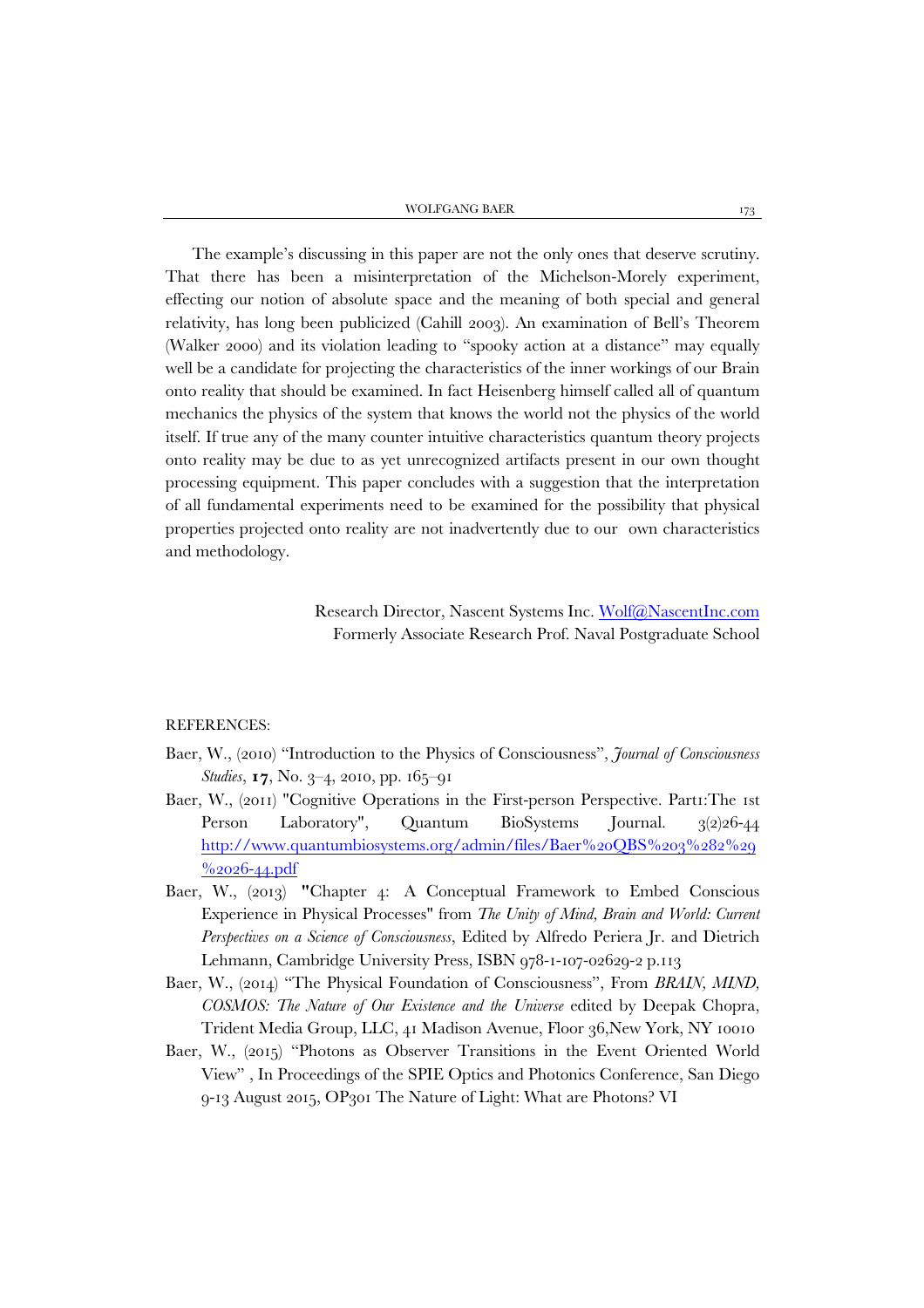The example's discussing in this paper are not the only ones that deserve scrutiny. That there has been a misinterpretation of the Michelson-Morely experiment, effecting our notion of absolute space and the meaning of both special and general relativity, has long been publicized (Cahill 2003). An examination of Bell's Theorem (Walker 2000) and its violation leading to "spooky action at a distance" may equally well be a candidate for projecting the characteristics of the inner workings of our Brain onto reality that should be examined. In fact Heisenberg himself called all of quantum mechanics the physics of the system that knows the world not the physics of the world itself. If true any of the many counter intuitive characteristics quantum theory projects onto reality may be due to as yet unrecognized artifacts present in our own thought processing equipment. This paper concludes with a suggestion that the interpretation of all fundamental experiments need to be examined for the possibility that physical properties projected onto reality are not inadvertently due to our own characteristics and methodology.

Research Director, Nascent Systems Inc. [Wolf@NascentInc.com](mailto:Wolf@NascentInc.com)
Formerly Associate Research Prof. Naval Postgraduate School

REFERENCES:

Baer, W., (2010) "Introduction to the Physics of Consciousness", *Journal of Consciousness Studies*, **17**, No. 3–4, 2010, pp. 165–91

Baer, W., (2011) "Cognitive Operations in the First-person Perspective. Part1:The 1st Person Laboratory", Quantum BioSystems Journal. 3(2)26-44 http://www.quantumbiosystems.org/admin/files/Baer%20QBS%203%282%29%2026-44.pdf

Baer, W., (2013) "Chapter 4: A Conceptual Framework to Embed Conscious Experience in Physical Processes" from *The Unity of Mind, Brain and World: Current Perspectives on a Science of Consciousness*, Edited by Alfredo Periera Jr. and Dietrich Lehmann, Cambridge University Press, ISBN 978-1-107-02629-2 p.113

Baer, W., (2014) "The Physical Foundation of Consciousness", From *BRAIN, MIND, COSMOS: The Nature of Our Existence and the Universe* edited by Deepak Chopra, Trident Media Group, LLC, 41 Madison Avenue, Floor 36,New York, NY 10010

Baer, W., (2015) "Photons as Observer Transitions in the Event Oriented World View" , In Proceedings of the SPIE Optics and Photonics Conference, San Diego 9-13 August 2015, OP301 The Nature of Light: What are Photons? VI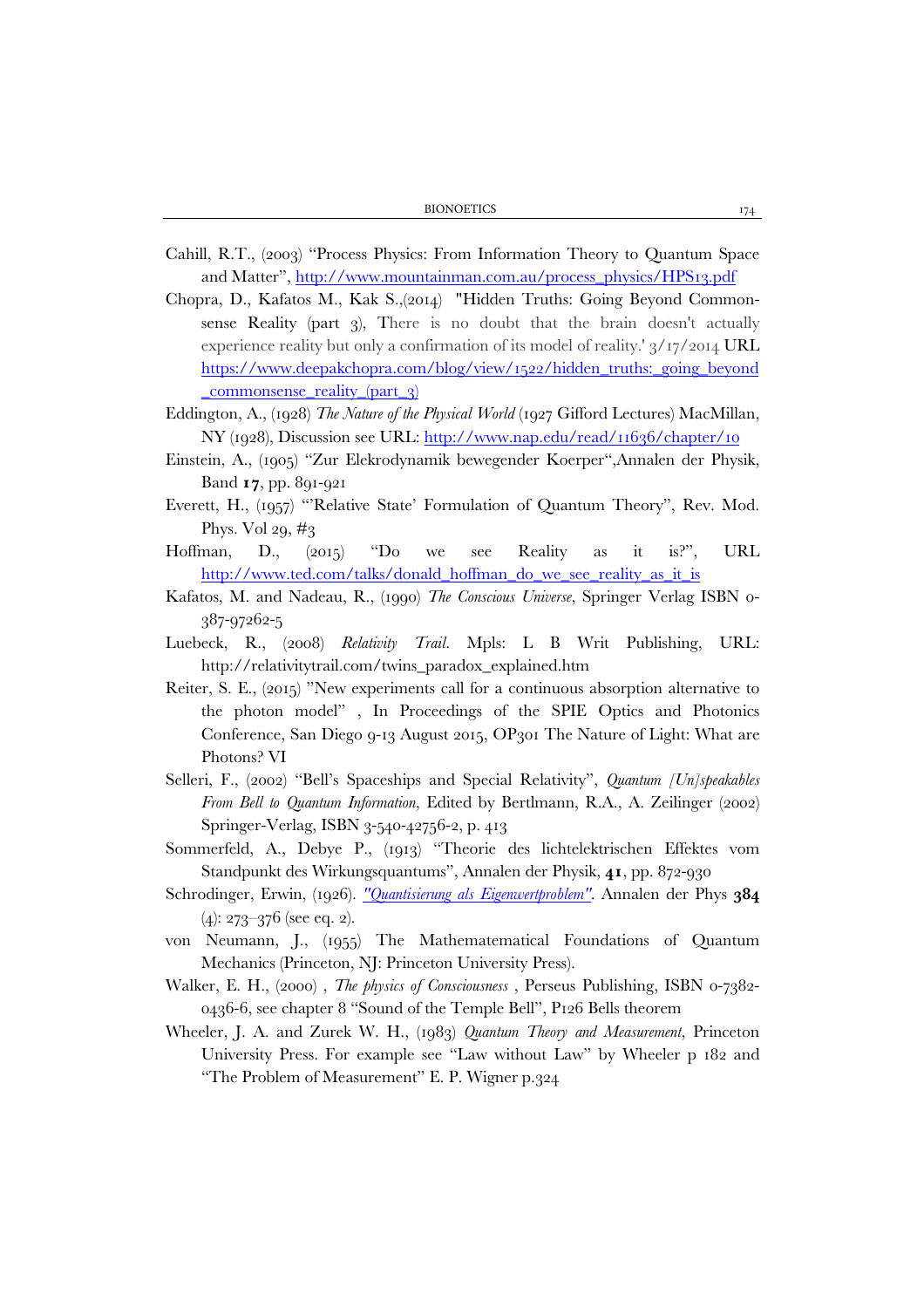Cahill, R.T., (2003) "Process Physics: From Information Theory to Quantum Space and Matter", http://www.mountainman.com.au/process_physics/HPS13.pdf

Chopra, D., Kafatos M., Kak S.,(2014) "Hidden Truths: Going Beyond Common-sense Reality (part 3), There is no doubt that the brain doesn't actually experience reality but only a confirmation of its model of reality.' 3/17/2014 URL https://www.deepakchopra.com/blog/view/1522/hidden_truths:_going_beyond_commonsense_reality_(part_3)

Eddington, A., (1928) *The Nature of the Physical World* (1927 Gifford Lectures) MacMillan, NY (1928), Discussion see URL: http://www.nap.edu/read/11636/chapter/10

Einstein, A., (1905) "Zur Elekrodynamik bewegender Koerper",Annalen der Physik, Band **17**, pp. 891-921

Everett, H., (1957) "'Relative State' Formulation of Quantum Theory", Rev. Mod. Phys. Vol 29, #3

Hoffman, D., (2015) "Do we see Reality as it is?", URL http://www.ted.com/talks/donald_hoffman_do_we_see_reality_as_it_is

Kafatos, M. and Nadeau, R., (1990) *The Conscious Universe*, Springer Verlag ISBN 0-387-97262-5

Luebeck, R., (2008) *Relativity Trail*. Mpls: L B Writ Publishing, URL: http://relativitytrail.com/twins_paradox_explained.htm

Reiter, S. E., (2015) "New experiments call for a continuous absorption alternative to the photon model" , In Proceedings of the SPIE Optics and Photonics Conference, San Diego 9-13 August 2015, OP301 The Nature of Light: What are Photons? VI

Selleri, F., (2002) "Bell's Spaceships and Special Relativity", *Quantum [Un]speakables From Bell to Quantum Information*, Edited by Bertlmann, R.A., A. Zeilinger (2002) Springer-Verlag, ISBN 3-540-42756-2, p. 413

Sommerfeld, A., Debye P., (1913) "Theorie des lichtelektrischen Effektes vom Standpunkt des Wirkungsquantums", Annalen der Physik, **41**, pp. 872-930

Schrodinger, Erwin, (1926). *"Quantisierung als Eigenwertproblem"*. Annalen der Phys **384** (4): 273–376 (see eq. 2).

von Neumann, J., (1955) The Mathematematical Foundations of Quantum Mechanics (Princeton, NJ: Princeton University Press).

Walker, E. H., (2000) , *The physics of Consciousness* , Perseus Publishing, ISBN 0-7382-0436-6, see chapter 8 "Sound of the Temple Bell", P126 Bells theorem

Wheeler, J. A. and Zurek W. H., (1983) *Quantum Theory and Measurement*, Princeton University Press. For example see "Law without Law" by Wheeler p 182 and "The Problem of Measurement" E. P. Wigner p.324